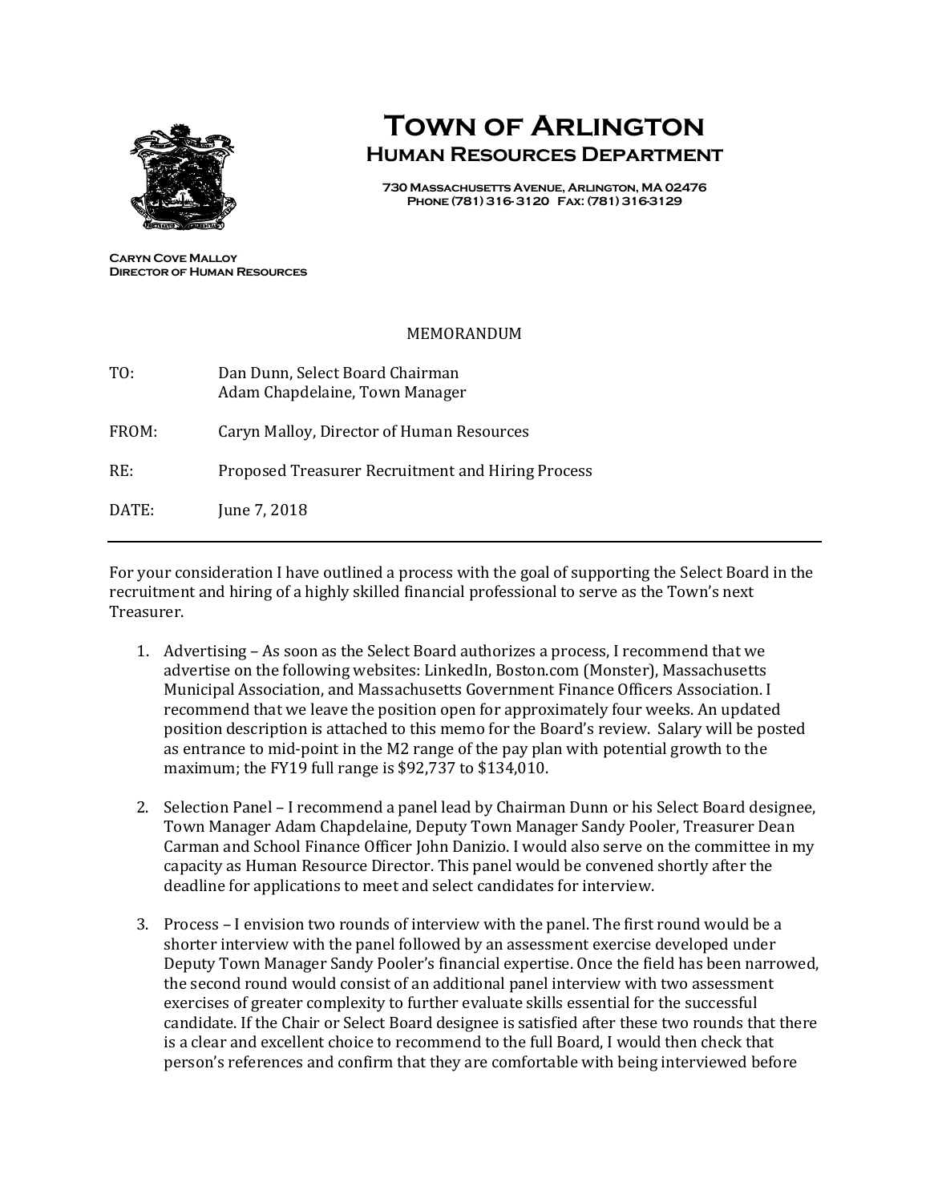# Town of Arlington
## Human Resources Department

**730 Massachusetts Avenue, Arlington, MA 02476**
**Phone (781) 316-3120 Fax: (781) 316-3129**

**Caryn Cove Malloy**
**Director of Human Resources**

MEMORANDUM

TO: Dan Dunn, Select Board Chairman
Adam Chapdelaine, Town Manager

FROM: Caryn Malloy, Director of Human Resources

RE: Proposed Treasurer Recruitment and Hiring Process

DATE: June 7, 2018

---

For your consideration I have outlined a process with the goal of supporting the Select Board in the recruitment and hiring of a highly skilled financial professional to serve as the Town's next Treasurer.

1. Advertising – As soon as the Select Board authorizes a process, I recommend that we advertise on the following websites: LinkedIn, Boston.com (Monster), Massachusetts Municipal Association, and Massachusetts Government Finance Officers Association. I recommend that we leave the position open for approximately four weeks. An updated position description is attached to this memo for the Board's review. Salary will be posted as entrance to mid-point in the M2 range of the pay plan with potential growth to the maximum; the FY19 full range is $92,737 to $134,010.

2. Selection Panel – I recommend a panel lead by Chairman Dunn or his Select Board designee, Town Manager Adam Chapdelaine, Deputy Town Manager Sandy Pooler, Treasurer Dean Carman and School Finance Officer John Danizio. I would also serve on the committee in my capacity as Human Resource Director. This panel would be convened shortly after the deadline for applications to meet and select candidates for interview.

3. Process – I envision two rounds of interview with the panel. The first round would be a shorter interview with the panel followed by an assessment exercise developed under Deputy Town Manager Sandy Pooler's financial expertise. Once the field has been narrowed, the second round would consist of an additional panel interview with two assessment exercises of greater complexity to further evaluate skills essential for the successful candidate. If the Chair or Select Board designee is satisfied after these two rounds that there is a clear and excellent choice to recommend to the full Board, I would then check that person's references and confirm that they are comfortable with being interviewed before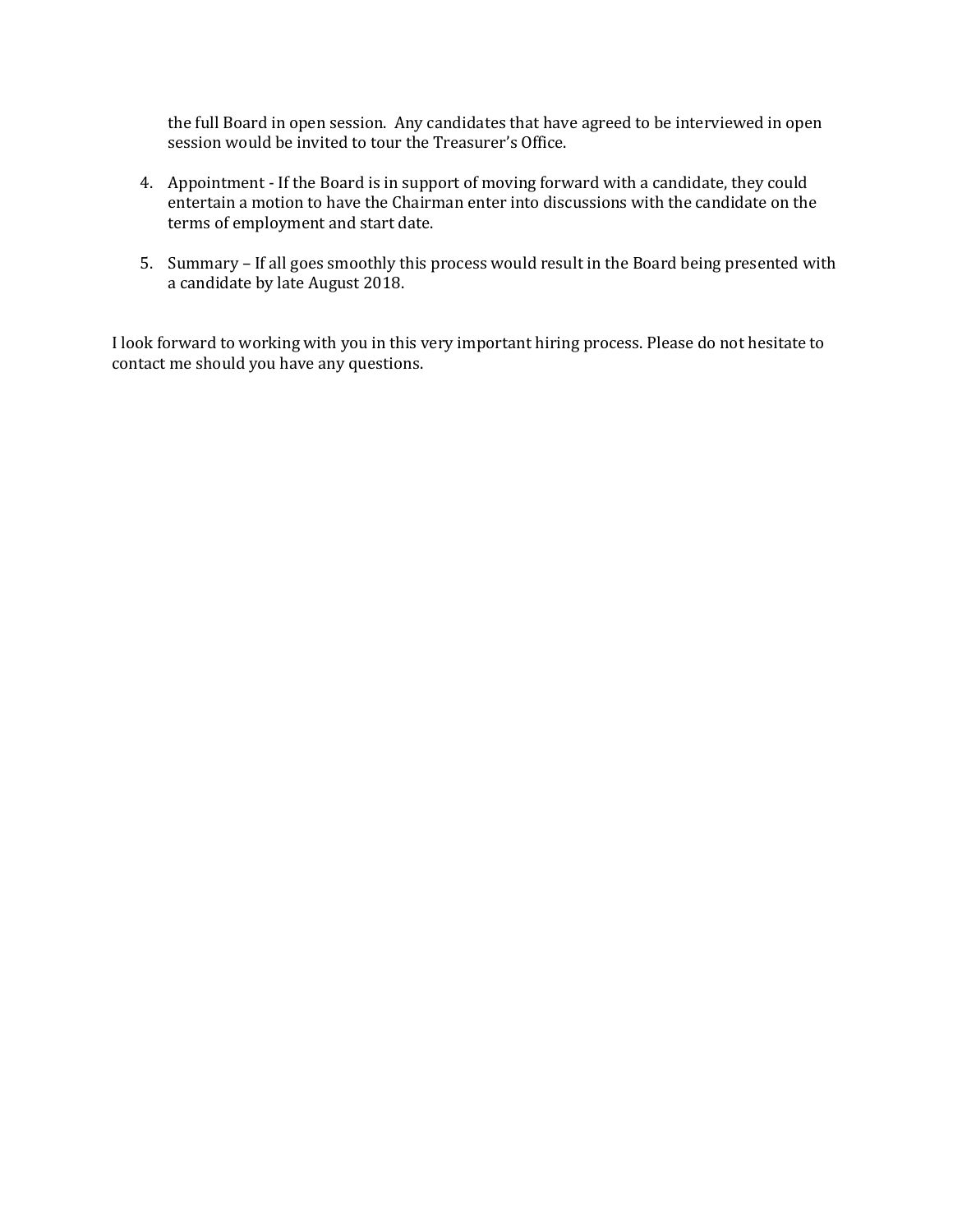the full Board in open session. Any candidates that have agreed to be interviewed in open session would be invited to tour the Treasurer's Office.

4. Appointment - If the Board is in support of moving forward with a candidate, they could entertain a motion to have the Chairman enter into discussions with the candidate on the terms of employment and start date.

5. Summary – If all goes smoothly this process would result in the Board being presented with a candidate by late August 2018.

I look forward to working with you in this very important hiring process. Please do not hesitate to contact me should you have any questions.